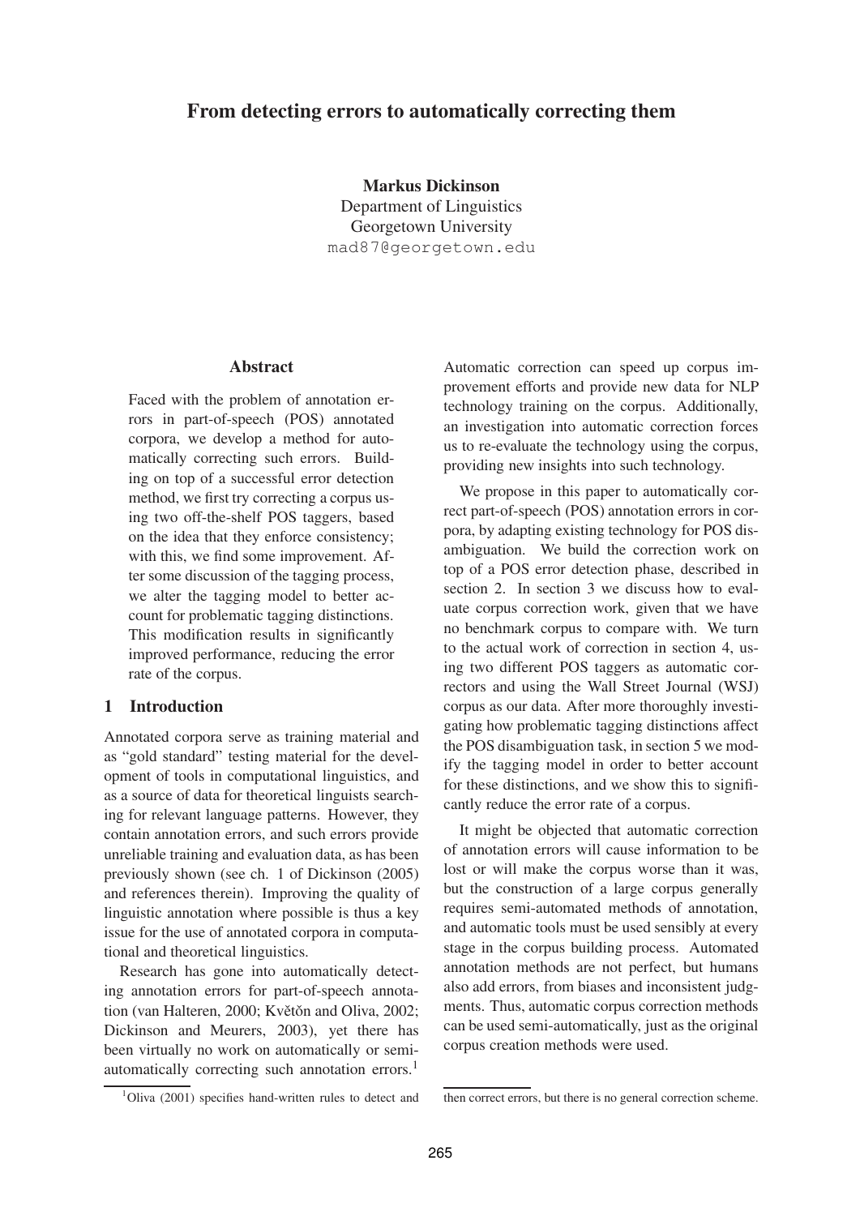# From detecting errors to automatically correcting them

**Markus Dickinson**
Department of Linguistics
Georgetown University
mad87@georgetown.edu

## Abstract

Faced with the problem of annotation errors in part-of-speech (POS) annotated corpora, we develop a method for automatically correcting such errors. Building on top of a successful error detection method, we first try correcting a corpus using two off-the-shelf POS taggers, based on the idea that they enforce consistency; with this, we find some improvement. After some discussion of the tagging process, we alter the tagging model to better account for problematic tagging distinctions. This modification results in significantly improved performance, reducing the error rate of the corpus.

## 1 Introduction

Annotated corpora serve as training material and as "gold standard" testing material for the development of tools in computational linguistics, and as a source of data for theoretical linguists searching for relevant language patterns. However, they contain annotation errors, and such errors provide unreliable training and evaluation data, as has been previously shown (see ch. 1 of Dickinson (2005) and references therein). Improving the quality of linguistic annotation where possible is thus a key issue for the use of annotated corpora in computational and theoretical linguistics.

Research has gone into automatically detecting annotation errors for part-of-speech annotation (van Halteren, 2000; Květŏn and Oliva, 2002; Dickinson and Meurers, 2003), yet there has been virtually no work on automatically or semi-automatically correcting such annotation errors.[1]

Automatic correction can speed up corpus improvement efforts and provide new data for NLP technology training on the corpus. Additionally, an investigation into automatic correction forces us to re-evaluate the technology using the corpus, providing new insights into such technology.

We propose in this paper to automatically correct part-of-speech (POS) annotation errors in corpora, by adapting existing technology for POS disambiguation. We build the correction work on top of a POS error detection phase, described in section 2. In section 3 we discuss how to evaluate corpus correction work, given that we have no benchmark corpus to compare with. We turn to the actual work of correction in section 4, using two different POS taggers as automatic correctors and using the Wall Street Journal (WSJ) corpus as our data. After more thoroughly investigating how problematic tagging distinctions affect the POS disambiguation task, in section 5 we modify the tagging model in order to better account for these distinctions, and we show this to significantly reduce the error rate of a corpus.

It might be objected that automatic correction of annotation errors will cause information to be lost or will make the corpus worse than it was, but the construction of a large corpus generally requires semi-automated methods of annotation, and automatic tools must be used sensibly at every stage in the corpus building process. Automated annotation methods are not perfect, but humans also add errors, from biases and inconsistent judgments. Thus, automatic corpus correction methods can be used semi-automatically, just as the original corpus creation methods were used.

[1] Oliva (2001) specifies hand-written rules to detect and then correct errors, but there is no general correction scheme.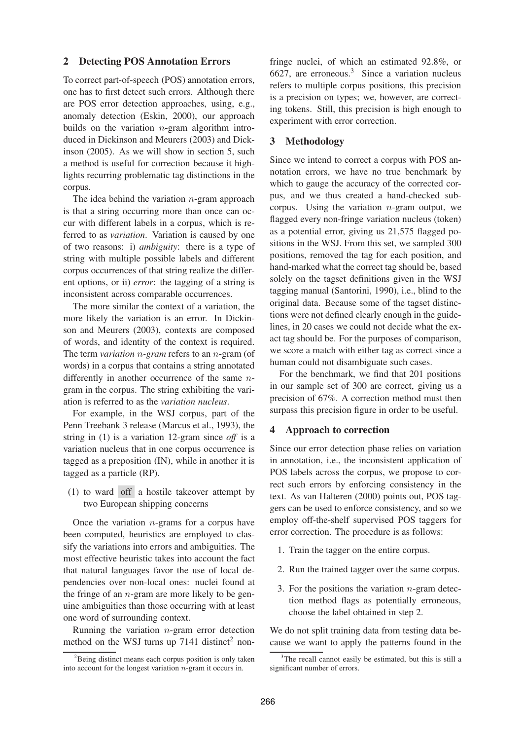## 2 Detecting POS Annotation Errors

To correct part-of-speech (POS) annotation errors, one has to first detect such errors. Although there are POS error detection approaches, using, e.g., anomaly detection (Eskin, 2000), our approach builds on the variation $n$-gram algorithm introduced in Dickinson and Meurers (2003) and Dickinson (2005). As we will show in section 5, such a method is useful for correction because it highlights recurring problematic tag distinctions in the corpus.

The idea behind the variation $n$-gram approach is that a string occurring more than once can occur with different labels in a corpus, which is referred to as *variation*. Variation is caused by one of two reasons: i) *ambiguity*: there is a type of string with multiple possible labels and different corpus occurrences of that string realize the different options, or ii) *error*: the tagging of a string is inconsistent across comparable occurrences.

The more similar the context of a variation, the more likely the variation is an error. In Dickinson and Meurers (2003), contexts are composed of words, and identity of the context is required. The term *variation $n$-gram* refers to an $n$-gram (of words) in a corpus that contains a string annotated differently in another occurrence of the same $n$-gram in the corpus. The string exhibiting the variation is referred to as the *variation nucleus*.

For example, in the WSJ corpus, part of the Penn Treebank 3 release (Marcus et al., 1993), the string in (1) is a variation 12-gram since *off* is a variation nucleus that in one corpus occurrence is tagged as a preposition (IN), while in another it is tagged as a particle (RP).

(1) to ward off a hostile takeover attempt by two European shipping concerns

Once the variation $n$-grams for a corpus have been computed, heuristics are employed to classify the variations into errors and ambiguities. The most effective heuristic takes into account the fact that natural languages favor the use of local dependencies over non-local ones: nuclei found at the fringe of an $n$-gram are more likely to be genuine ambiguities than those occurring with at least one word of surrounding context.

Running the variation $n$-gram error detection method on the WSJ turns up 7141 distinct[2] non-fringe nuclei, of which an estimated 92.8%, or 6627, are erroneous.[3] Since a variation nucleus refers to multiple corpus positions, this precision is a precision on types; we, however, are correcting tokens. Still, this precision is high enough to experiment with error correction.

## 3 Methodology

Since we intend to correct a corpus with POS annotation errors, we have no true benchmark by which to gauge the accuracy of the corrected corpus, and we thus created a hand-checked subcorpus. Using the variation $n$-gram output, we flagged every non-fringe variation nucleus (token) as a potential error, giving us 21,575 flagged positions in the WSJ. From this set, we sampled 300 positions, removed the tag for each position, and hand-marked what the correct tag should be, based solely on the tagset definitions given in the WSJ tagging manual (Santorini, 1990), i.e., blind to the original data. Because some of the tagset distinctions were not defined clearly enough in the guidelines, in 20 cases we could not decide what the exact tag should be. For the purposes of comparison, we score a match with either tag as correct since a human could not disambiguate such cases.

For the benchmark, we find that 201 positions in our sample set of 300 are correct, giving us a precision of 67%. A correction method must then surpass this precision figure in order to be useful.

## 4 Approach to correction

Since our error detection phase relies on variation in annotation, i.e., the inconsistent application of POS labels across the corpus, we propose to correct such errors by enforcing consistency in the text. As van Halteren (2000) points out, POS taggers can be used to enforce consistency, and so we employ off-the-shelf supervised POS taggers for error correction. The procedure is as follows:

1. Train the tagger on the entire corpus.
2. Run the trained tagger over the same corpus.
3. For the positions the variation $n$-gram detection method flags as potentially erroneous, choose the label obtained in step 2.

We do not split training data from testing data because we want to apply the patterns found in the

[2] Being distinct means each corpus position is only taken into account for the longest variation $n$-gram it occurs in.

[3] The recall cannot easily be estimated, but this is still a significant number of errors.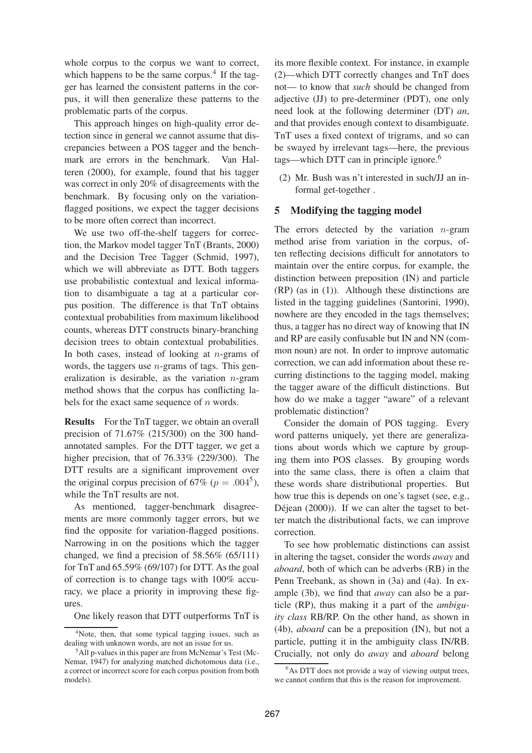whole corpus to the corpus we want to correct, which happens to be the same corpus.[4] If the tagger has learned the consistent patterns in the corpus, it will then generalize these patterns to the problematic parts of the corpus.

This approach hinges on high-quality error detection since in general we cannot assume that discrepancies between a POS tagger and the benchmark are errors in the benchmark. Van Halteren (2000), for example, found that his tagger was correct in only 20% of disagreements with the benchmark. By focusing only on the variation-flagged positions, we expect the tagger decisions to be more often correct than incorrect.

We use two off-the-shelf taggers for correction, the Markov model tagger TnT (Brants, 2000) and the Decision Tree Tagger (Schmid, 1997), which we will abbreviate as DTT. Both taggers use probabilistic contextual and lexical information to disambiguate a tag at a particular corpus position. The difference is that TnT obtains contextual probabilities from maximum likelihood counts, whereas DTT constructs binary-branching decision trees to obtain contextual probabilities. In both cases, instead of looking at $n$-grams of words, the taggers use $n$-grams of tags. This generalization is desirable, as the variation $n$-gram method shows that the corpus has conflicting labels for the exact same sequence of $n$ words.

**Results** For the TnT tagger, we obtain an overall precision of 71.67% (215/300) on the 300 hand-annotated samples. For the DTT tagger, we get a higher precision, that of 76.33% (229/300). The DTT results are a significant improvement over the original corpus precision of 67% ($p = .004$[5]), while the TnT results are not.

As mentioned, tagger-benchmark disagreements are more commonly tagger errors, but we find the opposite for variation-flagged positions. Narrowing in on the positions which the tagger changed, we find a precision of 58.56% (65/111) for TnT and 65.59% (69/107) for DTT. As the goal of correction is to change tags with 100% accuracy, we place a priority in improving these figures.

One likely reason that DTT outperforms TnT is its more flexible context. For instance, in example (2)—which DTT correctly changes and TnT does not— to know that *such* should be changed from adjective (JJ) to pre-determiner (PDT), one only need look at the following determiner (DT) *an*, and that provides enough context to disambiguate. TnT uses a fixed context of trigrams, and so can be swayed by irrelevant tags—here, the previous tags—which DTT can in principle ignore.[6]

(2) Mr. Bush was n't interested in such/JJ an informal get-together .

## 5 Modifying the tagging model

The errors detected by the variation $n$-gram method arise from variation in the corpus, often reflecting decisions difficult for annotators to maintain over the entire corpus, for example, the distinction between preposition (IN) and particle (RP) (as in (1)). Although these distinctions are listed in the tagging guidelines (Santorini, 1990), nowhere are they encoded in the tags themselves; thus, a tagger has no direct way of knowing that IN and RP are easily confusable but IN and NN (common noun) are not. In order to improve automatic correction, we can add information about these recurring distinctions to the tagging model, making the tagger aware of the difficult distinctions. But how do we make a tagger "aware" of a relevant problematic distinction?

Consider the domain of POS tagging. Every word patterns uniquely, yet there are generalizations about words which we capture by grouping them into POS classes. By grouping words into the same class, there is often a claim that these words share distributional properties. But how true this is depends on one's tagset (see, e.g., Déjean (2000)). If we can alter the tagset to better match the distributional facts, we can improve correction.

To see how problematic distinctions can assist in altering the tagset, consider the words *away* and *aboard*, both of which can be adverbs (RB) in the Penn Treebank, as shown in (3a) and (4a). In example (3b), we find that *away* can also be a particle (RP), thus making it a part of the *ambiguity class* RB/RP. On the other hand, as shown in (4b), *aboard* can be a preposition (IN), but not a particle, putting it in the ambiguity class IN/RB. Crucially, not only do *away* and *aboard* belong

[4] Note, then, that some typical tagging issues, such as dealing with unknown words, are not an issue for us.

[5] All p-values in this paper are from McNemar's Test (McNemar, 1947) for analyzing matched dichotomous data (i.e., a correct or incorrect score for each corpus position from both models).

[6] As DTT does not provide a way of viewing output trees, we cannot confirm that this is the reason for improvement.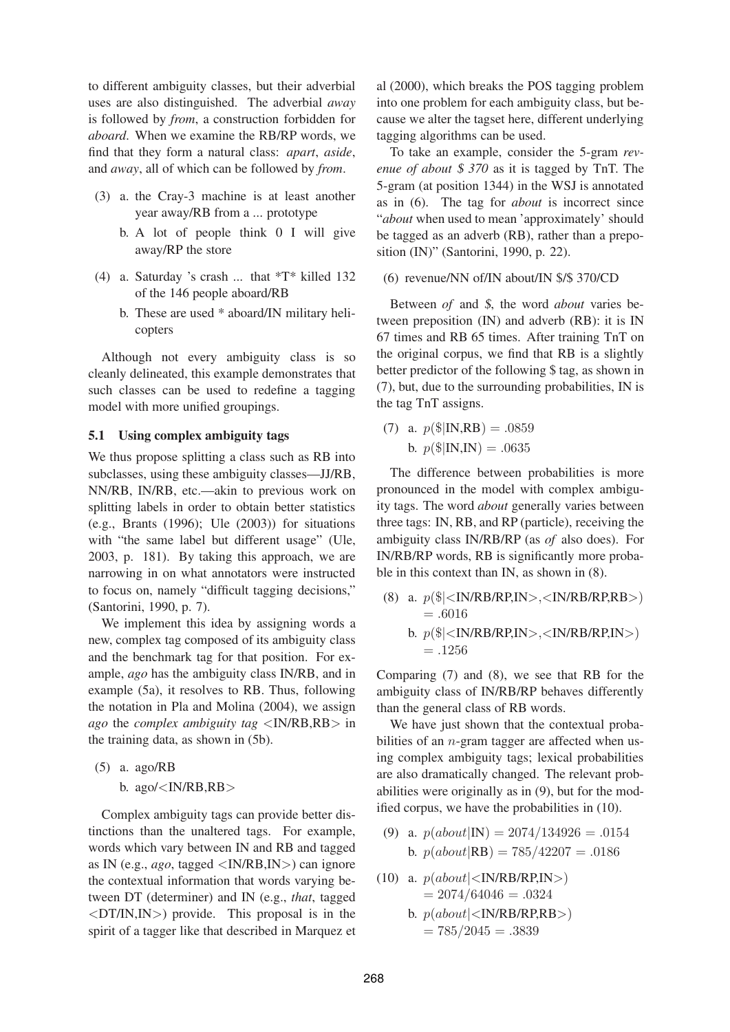to different ambiguity classes, but their adverbial uses are also distinguished. The adverbial *away* is followed by *from*, a construction forbidden for *aboard*. When we examine the RB/RP words, we find that they form a natural class: *apart*, *aside*, and *away*, all of which can be followed by *from*.

(3) a. the Cray-3 machine is at least another year away/RB from a ... prototype

b. A lot of people think 0 I will give away/RP the store

(4) a. Saturday 's crash ... that *T* killed 132 of the 146 people aboard/RB

b. These are used * aboard/IN military helicopters

Although not every ambiguity class is so cleanly delineated, this example demonstrates that such classes can be used to redefine a tagging model with more unified groupings.

### 5.1 Using complex ambiguity tags

We thus propose splitting a class such as RB into subclasses, using these ambiguity classes—JJ/RB, NN/RB, IN/RB, etc.—akin to previous work on splitting labels in order to obtain better statistics (e.g., Brants (1996); Ule (2003)) for situations with "the same label but different usage" (Ule, 2003, p. 181). By taking this approach, we are narrowing in on what annotators were instructed to focus on, namely "difficult tagging decisions," (Santorini, 1990, p. 7).

We implement this idea by assigning words a new, complex tag composed of its ambiguity class and the benchmark tag for that position. For example, *ago* has the ambiguity class IN/RB, and in example (5a), it resolves to RB. Thus, following the notation in Pla and Molina (2004), we assign *ago* the *complex ambiguity tag* <IN/RB,RB> in the training data, as shown in (5b).

(5) a. ago/RB

b. ago/<IN/RB,RB>

Complex ambiguity tags can provide better distinctions than the unaltered tags. For example, words which vary between IN and RB and tagged as IN (e.g., *ago*, tagged <IN/RB,IN>) can ignore the contextual information that words varying between DT (determiner) and IN (e.g., *that*, tagged <DT/IN,IN>) provide. This proposal is in the spirit of a tagger like that described in Marquez et al (2000), which breaks the POS tagging problem into one problem for each ambiguity class, but because we alter the tagset here, different underlying tagging algorithms can be used.

To take an example, consider the 5-gram *revenue of about $ 370* as it is tagged by TnT. The 5-gram (at position 1344) in the WSJ is annotated as in (6). The tag for *about* is incorrect since "*about* when used to mean 'approximately' should be tagged as an adverb (RB), rather than a preposition (IN)" (Santorini, 1990, p. 22).

(6) revenue/NN of/IN about/IN $/$ 370/CD

Between *of* and *$*, the word *about* varies between preposition (IN) and adverb (RB): it is IN 67 times and RB 65 times. After training TnT on the original corpus, we find that RB is a slightly better predictor of the following $ tag, as shown in (7), but, due to the surrounding probabilities, IN is the tag TnT assigns.

(7) a. $p(\$|\text{IN,RB}) = .0859$

b. $p(\$|\text{IN,IN}) = .0635$

The difference between probabilities is more pronounced in the model with complex ambiguity tags. The word *about* generally varies between three tags: IN, RB, and RP (particle), receiving the ambiguity class IN/RB/RP (as *of* also does). For IN/RB/RP words, RB is significantly more probable in this context than IN, as shown in (8).

(8) a. $p(\$|\text{<IN/RB/RP,IN>},\text{<IN/RB/RP,RB>}) = .6016$

b. $p(\$|\text{<IN/RB/RP,IN>},\text{<IN/RB/RP,IN>}) = .1256$

Comparing (7) and (8), we see that RB for the ambiguity class of IN/RB/RP behaves differently than the general class of RB words.

We have just shown that the contextual probabilities of an $n$-gram tagger are affected when using complex ambiguity tags; lexical probabilities are also dramatically changed. The relevant probabilities were originally as in (9), but for the modified corpus, we have the probabilities in (10).

(9) a. $p(about|\text{IN}) = 2074/134926 = .0154$

b. $p(about|\text{RB}) = 785/42207 = .0186$

(10) a. $p(about|\text{<IN/RB/RP,IN>}) = 2074/64046 = .0324$

b. $p(about|\text{<IN/RB/RP,RB>}) = 785/2045 = .3839$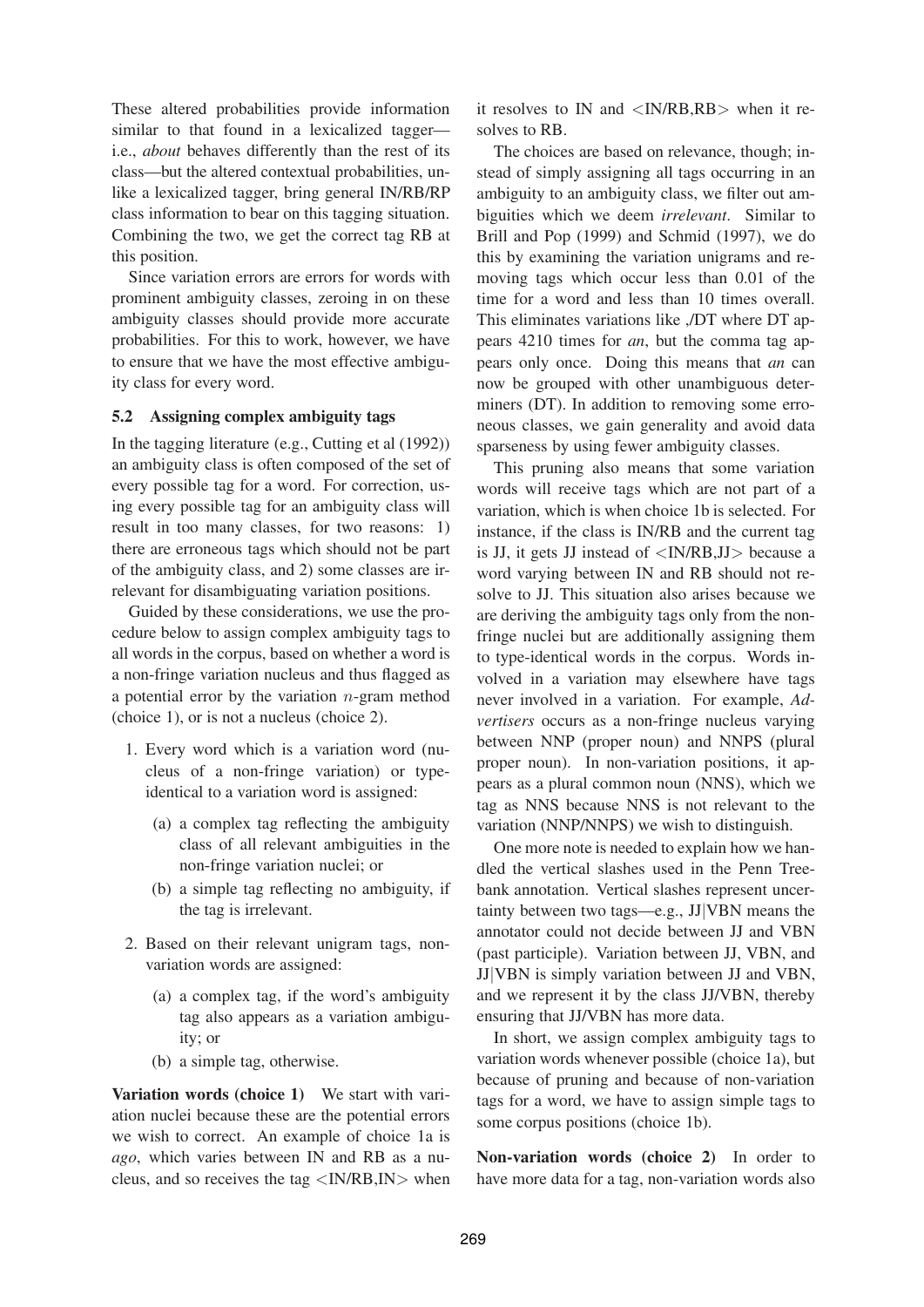These altered probabilities provide information similar to that found in a lexicalized tagger—i.e., *about* behaves differently than the rest of its class—but the altered contextual probabilities, unlike a lexicalized tagger, bring general IN/RB/RP class information to bear on this tagging situation. Combining the two, we get the correct tag RB at this position.

Since variation errors are errors for words with prominent ambiguity classes, zeroing in on these ambiguity classes should provide more accurate probabilities. For this to work, however, we have to ensure that we have the most effective ambiguity class for every word.

### 5.2 Assigning complex ambiguity tags

In the tagging literature (e.g., Cutting et al (1992)) an ambiguity class is often composed of the set of every possible tag for a word. For correction, using every possible tag for an ambiguity class will result in too many classes, for two reasons: 1) there are erroneous tags which should not be part of the ambiguity class, and 2) some classes are irrelevant for disambiguating variation positions.

Guided by these considerations, we use the procedure below to assign complex ambiguity tags to all words in the corpus, based on whether a word is a non-fringe variation nucleus and thus flagged as a potential error by the variation $n$-gram method (choice 1), or is not a nucleus (choice 2).

1. Every word which is a variation word (nucleus of a non-fringe variation) or type-identical to a variation word is assigned:
   (a) a complex tag reflecting the ambiguity class of all relevant ambiguities in the non-fringe variation nuclei; or
   (b) a simple tag reflecting no ambiguity, if the tag is irrelevant.
2. Based on their relevant unigram tags, non-variation words are assigned:
   (a) a complex tag, if the word's ambiguity tag also appears as a variation ambiguity; or
   (b) a simple tag, otherwise.

**Variation words (choice 1)** We start with variation nuclei because these are the potential errors we wish to correct. An example of choice 1a is *ago*, which varies between IN and RB as a nucleus, and so receives the tag <IN/RB,IN> when it resolves to IN and <IN/RB,RB> when it resolves to RB.

The choices are based on relevance, though; instead of simply assigning all tags occurring in an ambiguity to an ambiguity class, we filter out ambiguities which we deem *irrelevant*. Similar to Brill and Pop (1999) and Schmid (1997), we do this by examining the variation unigrams and removing tags which occur less than 0.01 of the time for a word and less than 10 times overall. This eliminates variations like ,/DT where DT appears 4210 times for *an*, but the comma tag appears only once. Doing this means that *an* can now be grouped with other unambiguous determiners (DT). In addition to removing some erroneous classes, we gain generality and avoid data sparseness by using fewer ambiguity classes.

This pruning also means that some variation words will receive tags which are not part of a variation, which is when choice 1b is selected. For instance, if the class is IN/RB and the current tag is JJ, it gets JJ instead of <IN/RB,JJ> because a word varying between IN and RB should not resolve to JJ. This situation also arises because we are deriving the ambiguity tags only from the non-fringe nuclei but are additionally assigning them to type-identical words in the corpus. Words involved in a variation may elsewhere have tags never involved in a variation. For example, *Advertisers* occurs as a non-fringe nucleus varying between NNP (proper noun) and NNPS (plural proper noun). In non-variation positions, it appears as a plural common noun (NNS), which we tag as NNS because NNS is not relevant to the variation (NNP/NNPS) we wish to distinguish.

One more note is needed to explain how we handled the vertical slashes used in the Penn Treebank annotation. Vertical slashes represent uncertainty between two tags—e.g., JJ|VBN means the annotator could not decide between JJ and VBN (past participle). Variation between JJ, VBN, and JJ|VBN is simply variation between JJ and VBN, and we represent it by the class JJ/VBN, thereby ensuring that JJ/VBN has more data.

In short, we assign complex ambiguity tags to variation words whenever possible (choice 1a), but because of pruning and because of non-variation tags for a word, we have to assign simple tags to some corpus positions (choice 1b).

**Non-variation words (choice 2)** In order to have more data for a tag, non-variation words also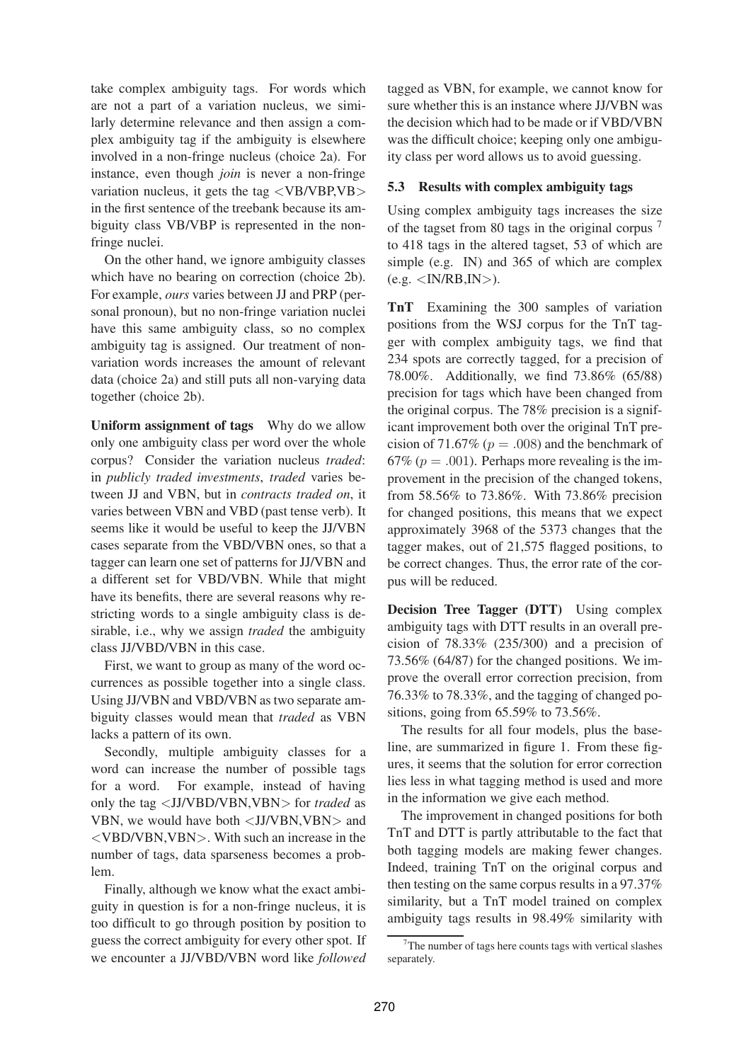take complex ambiguity tags. For words which are not a part of a variation nucleus, we similarly determine relevance and then assign a complex ambiguity tag if the ambiguity is elsewhere involved in a non-fringe nucleus (choice 2a). For instance, even though *join* is never a non-fringe variation nucleus, it gets the tag <VB/VBP,VB> in the first sentence of the treebank because its ambiguity class VB/VBP is represented in the non-fringe nuclei.

On the other hand, we ignore ambiguity classes which have no bearing on correction (choice 2b). For example, *ours* varies between JJ and PRP (personal pronoun), but no non-fringe variation nuclei have this same ambiguity class, so no complex ambiguity tag is assigned. Our treatment of non-variation words increases the amount of relevant data (choice 2a) and still puts all non-varying data together (choice 2b).

**Uniform assignment of tags** Why do we allow only one ambiguity class per word over the whole corpus? Consider the variation nucleus *traded*: in *publicly traded investments*, *traded* varies between JJ and VBN, but in *contracts traded on*, it varies between VBN and VBD (past tense verb). It seems like it would be useful to keep the JJ/VBN cases separate from the VBD/VBN ones, so that a tagger can learn one set of patterns for JJ/VBN and a different set for VBD/VBN. While that might have its benefits, there are several reasons why restricting words to a single ambiguity class is desirable, i.e., why we assign *traded* the ambiguity class JJ/VBD/VBN in this case.

First, we want to group as many of the word occurrences as possible together into a single class. Using JJ/VBN and VBD/VBN as two separate ambiguity classes would mean that *traded* as VBN lacks a pattern of its own.

Secondly, multiple ambiguity classes for a word can increase the number of possible tags for a word. For example, instead of having only the tag <JJ/VBD/VBN,VBN> for *traded* as VBN, we would have both <JJ/VBN,VBN> and <VBD/VBN,VBN>. With such an increase in the number of tags, data sparseness becomes a problem.

Finally, although we know what the exact ambiguity in question is for a non-fringe nucleus, it is too difficult to go through position by position to guess the correct ambiguity for every other spot. If we encounter a JJ/VBD/VBN word like *followed* tagged as VBN, for example, we cannot know for sure whether this is an instance where JJ/VBN was the decision which had to be made or if VBD/VBN was the difficult choice; keeping only one ambiguity class per word allows us to avoid guessing.

### 5.3 Results with complex ambiguity tags

Using complex ambiguity tags increases the size of the tagset from 80 tags in the original corpus [7] to 418 tags in the altered tagset, 53 of which are simple (e.g. IN) and 365 of which are complex (e.g. <IN/RB,IN>).

**TnT** Examining the 300 samples of variation positions from the WSJ corpus for the TnT tagger with complex ambiguity tags, we find that 234 spots are correctly tagged, for a precision of 78.00%. Additionally, we find 73.86% (65/88) precision for tags which have been changed from the original corpus. The 78% precision is a significant improvement both over the original TnT precision of 71.67% ($p = .008$) and the benchmark of 67% ($p = .001$). Perhaps more revealing is the improvement in the precision of the changed tokens, from 58.56% to 73.86%. With 73.86% precision for changed positions, this means that we expect approximately 3968 of the 5373 changes that the tagger makes, out of 21,575 flagged positions, to be correct changes. Thus, the error rate of the corpus will be reduced.

**Decision Tree Tagger (DTT)** Using complex ambiguity tags with DTT results in an overall precision of 78.33% (235/300) and a precision of 73.56% (64/87) for the changed positions. We improve the overall error correction precision, from 76.33% to 78.33%, and the tagging of changed positions, going from 65.59% to 73.56%.

The results for all four models, plus the baseline, are summarized in figure 1. From these figures, it seems that the solution for error correction lies less in what tagging method is used and more in the information we give each method.

The improvement in changed positions for both TnT and DTT is partly attributable to the fact that both tagging models are making fewer changes. Indeed, training TnT on the original corpus and then testing on the same corpus results in a 97.37% similarity, but a TnT model trained on complex ambiguity tags results in 98.49% similarity with

[7] The number of tags here counts tags with vertical slashes separately.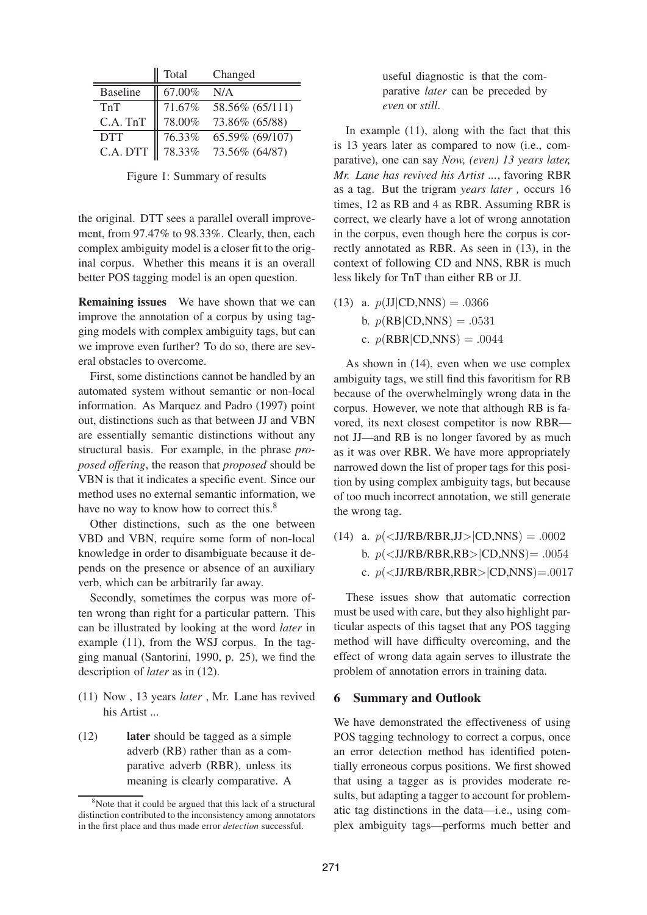| | Total | Changed |
|---|---|---|
| Baseline | 67.00% | N/A |
| TnT | 71.67% | 58.56% (65/111) |
| C.A. TnT | 78.00% | 73.86% (65/88) |
| DTT | 76.33% | 65.59% (69/107) |
| C.A. DTT | 78.33% | 73.56% (64/87) |

Figure 1: Summary of results

the original. DTT sees a parallel overall improvement, from 97.47% to 98.33%. Clearly, then, each complex ambiguity model is a closer fit to the original corpus. Whether this means it is an overall better POS tagging model is an open question.

**Remaining issues** We have shown that we can improve the annotation of a corpus by using tagging models with complex ambiguity tags, but can we improve even further? To do so, there are several obstacles to overcome.

First, some distinctions cannot be handled by an automated system without semantic or non-local information. As Marquez and Padro (1997) point out, distinctions such as that between JJ and VBN are essentially semantic distinctions without any structural basis. For example, in the phrase *proposed offering*, the reason that *proposed* should be VBN is that it indicates a specific event. Since our method uses no external semantic information, we have no way to know how to correct this.[8]

Other distinctions, such as the one between VBD and VBN, require some form of non-local knowledge in order to disambiguate because it depends on the presence or absence of an auxiliary verb, which can be arbitrarily far away.

Secondly, sometimes the corpus was more often wrong than right for a particular pattern. This can be illustrated by looking at the word *later* in example (11), from the WSJ corpus. In the tagging manual (Santorini, 1990, p. 25), we find the description of *later* as in (12).

(11) Now , 13 years *later* , Mr. Lane has revived his Artist ...

(12) **later** should be tagged as a simple adverb (RB) rather than as a comparative adverb (RBR), unless its meaning is clearly comparative. A useful diagnostic is that the comparative *later* can be preceded by *even* or *still*.

In example (11), along with the fact that this is 13 years later as compared to now (i.e., comparative), one can say *Now, (even) 13 years later, Mr. Lane has revived his Artist ...*, favoring RBR as a tag. But the trigram *years later ,* occurs 16 times, 12 as RB and 4 as RBR. Assuming RBR is correct, we clearly have a lot of wrong annotation in the corpus, even though here the corpus is correctly annotated as RBR. As seen in (13), in the context of following CD and NNS, RBR is much less likely for TnT than either RB or JJ.

(13) a. $p(\text{JJ}|\text{CD,NNS}) = .0366$
b. $p(\text{RB}|\text{CD,NNS}) = .0531$
c. $p(\text{RBR}|\text{CD,NNS}) = .0044$

As shown in (14), even when we use complex ambiguity tags, we still find this favoritism for RB because of the overwhelmingly wrong data in the corpus. However, we note that although RB is favored, its next closest competitor is now RBR—not JJ—and RB is no longer favored by as much as it was over RBR. We have more appropriately narrowed down the list of proper tags for this position by using complex ambiguity tags, but because of too much incorrect annotation, we still generate the wrong tag.

(14) a. $p(\text{<JJ/RB/RBR,JJ>}|\text{CD,NNS}) = .0002$
b. $p(\text{<JJ/RB/RBR,RB>}|\text{CD,NNS}) = .0054$
c. $p(\text{<JJ/RB/RBR,RBR>}|\text{CD,NNS}) = .0017$

These issues show that automatic correction must be used with care, but they also highlight particular aspects of this tagset that any POS tagging method will have difficulty overcoming, and the effect of wrong data again serves to illustrate the problem of annotation errors in training data.

## 6 Summary and Outlook

We have demonstrated the effectiveness of using POS tagging technology to correct a corpus, once an error detection method has identified potentially erroneous corpus positions. We first showed that using a tagger as is provides moderate results, but adapting a tagger to account for problematic tag distinctions in the data—i.e., using complex ambiguity tags—performs much better and

[8] Note that it could be argued that this lack of a structural distinction contributed to the inconsistency among annotators in the first place and thus made error *detection* successful.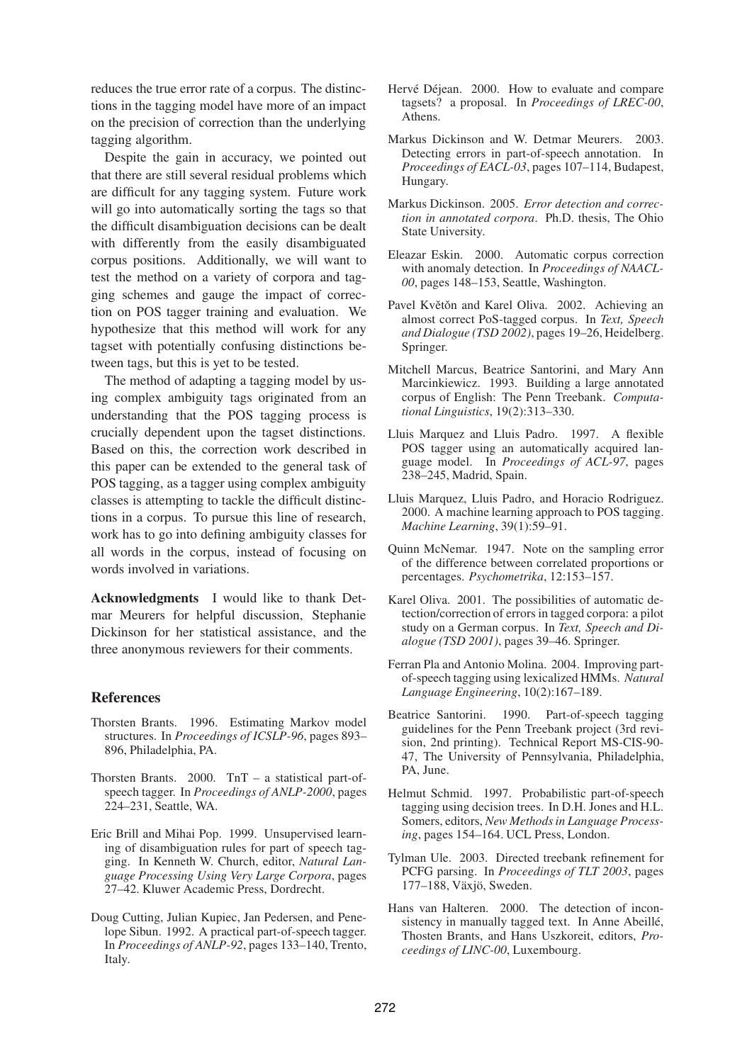reduces the true error rate of a corpus. The distinctions in the tagging model have more of an impact on the precision of correction than the underlying tagging algorithm.

Despite the gain in accuracy, we pointed out that there are still several residual problems which are difficult for any tagging system. Future work will go into automatically sorting the tags so that the difficult disambiguation decisions can be dealt with differently from the easily disambiguated corpus positions. Additionally, we will want to test the method on a variety of corpora and tagging schemes and gauge the impact of correction on POS tagger training and evaluation. We hypothesize that this method will work for any tagset with potentially confusing distinctions between tags, but this is yet to be tested.

The method of adapting a tagging model by using complex ambiguity tags originated from an understanding that the POS tagging process is crucially dependent upon the tagset distinctions. Based on this, the correction work described in this paper can be extended to the general task of POS tagging, as a tagger using complex ambiguity classes is attempting to tackle the difficult distinctions in a corpus. To pursue this line of research, work has to go into defining ambiguity classes for all words in the corpus, instead of focusing on words involved in variations.

**Acknowledgments** I would like to thank Detmar Meurers for helpful discussion, Stephanie Dickinson for her statistical assistance, and the three anonymous reviewers for their comments.

## References

Thorsten Brants. 1996. Estimating Markov model structures. In *Proceedings of ICSLP-96*, pages 893–896, Philadelphia, PA.

Thorsten Brants. 2000. TnT – a statistical part-of-speech tagger. In *Proceedings of ANLP-2000*, pages 224–231, Seattle, WA.

Eric Brill and Mihai Pop. 1999. Unsupervised learning of disambiguation rules for part of speech tagging. In Kenneth W. Church, editor, *Natural Language Processing Using Very Large Corpora*, pages 27–42. Kluwer Academic Press, Dordrecht.

Doug Cutting, Julian Kupiec, Jan Pedersen, and Penelope Sibun. 1992. A practical part-of-speech tagger. In *Proceedings of ANLP-92*, pages 133–140, Trento, Italy.

Hervé Déjean. 2000. How to evaluate and compare tagsets? a proposal. In *Proceedings of LREC-00*, Athens.

Markus Dickinson and W. Detmar Meurers. 2003. Detecting errors in part-of-speech annotation. In *Proceedings of EACL-03*, pages 107–114, Budapest, Hungary.

Markus Dickinson. 2005. *Error detection and correction in annotated corpora*. Ph.D. thesis, The Ohio State University.

Eleazar Eskin. 2000. Automatic corpus correction with anomaly detection. In *Proceedings of NAACL-00*, pages 148–153, Seattle, Washington.

Pavel Květŏn and Karel Oliva. 2002. Achieving an almost correct PoS-tagged corpus. In *Text, Speech and Dialogue (TSD 2002)*, pages 19–26, Heidelberg. Springer.

Mitchell Marcus, Beatrice Santorini, and Mary Ann Marcinkiewicz. 1993. Building a large annotated corpus of English: The Penn Treebank. *Computational Linguistics*, 19(2):313–330.

Lluis Marquez and Lluis Padro. 1997. A flexible POS tagger using an automatically acquired language model. In *Proceedings of ACL-97*, pages 238–245, Madrid, Spain.

Lluis Marquez, Lluis Padro, and Horacio Rodriguez. 2000. A machine learning approach to POS tagging. *Machine Learning*, 39(1):59–91.

Quinn McNemar. 1947. Note on the sampling error of the difference between correlated proportions or percentages. *Psychometrika*, 12:153–157.

Karel Oliva. 2001. The possibilities of automatic detection/correction of errors in tagged corpora: a pilot study on a German corpus. In *Text, Speech and Dialogue (TSD 2001)*, pages 39–46. Springer.

Ferran Pla and Antonio Molina. 2004. Improving part-of-speech tagging using lexicalized HMMs. *Natural Language Engineering*, 10(2):167–189.

Beatrice Santorini. 1990. Part-of-speech tagging guidelines for the Penn Treebank project (3rd revision, 2nd printing). Technical Report MS-CIS-90-47, The University of Pennsylvania, Philadelphia, PA, June.

Helmut Schmid. 1997. Probabilistic part-of-speech tagging using decision trees. In D.H. Jones and H.L. Somers, editors, *New Methods in Language Processing*, pages 154–164. UCL Press, London.

Tylman Ule. 2003. Directed treebank refinement for PCFG parsing. In *Proceedings of TLT 2003*, pages 177–188, Växjö, Sweden.

Hans van Halteren. 2000. The detection of inconsistency in manually tagged text. In Anne Abeillé, Thosten Brants, and Hans Uszkoreit, editors, *Proceedings of LINC-00*, Luxembourg.